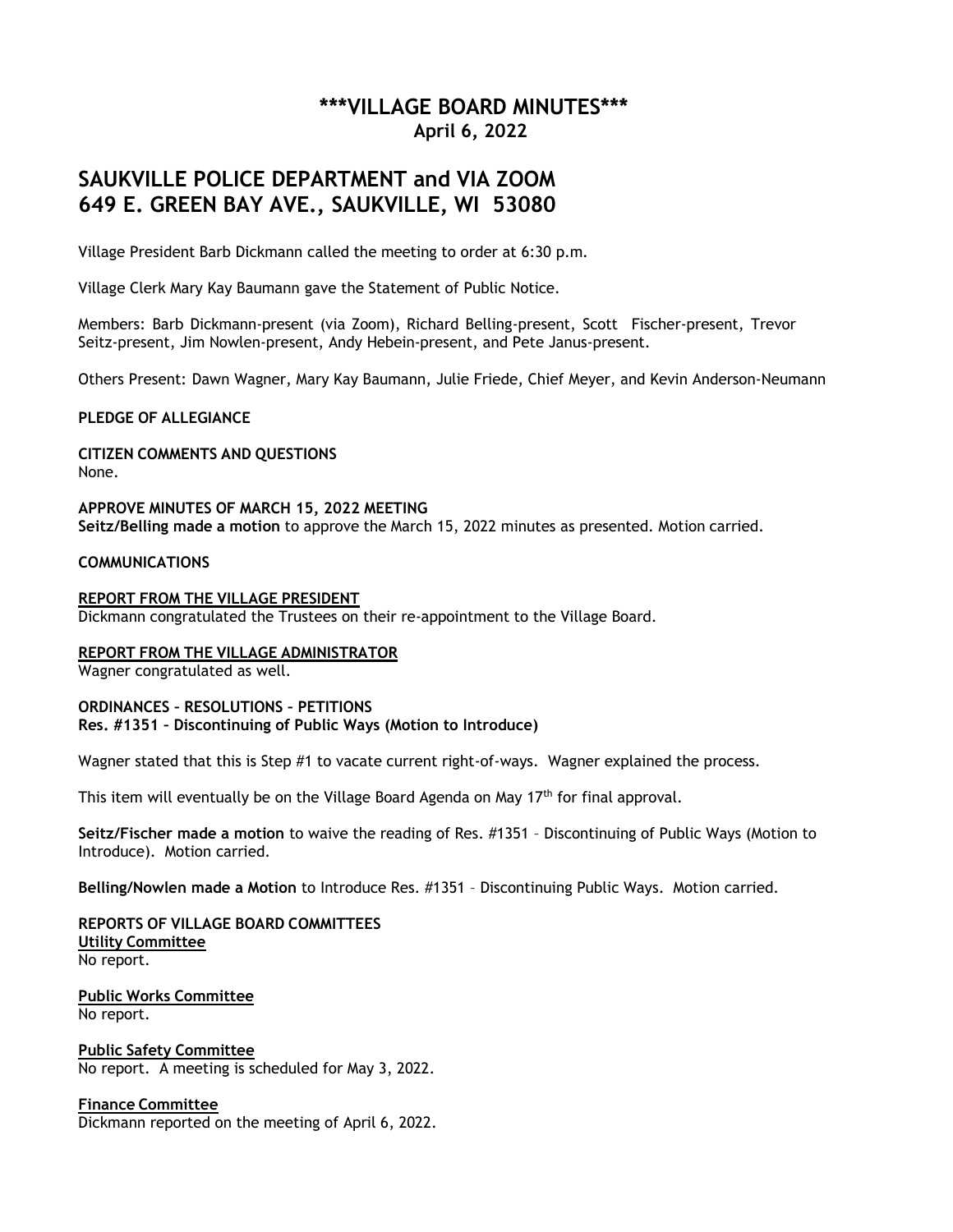# \*\*\*VILLAGE BOARD MINUTES\*\*\*

**April 6, 2022**

## SAUKVILLE POLICE DEPARTMENT and VIA ZOOM
## 649 E. GREEN BAY AVE., SAUKVILLE, WI 53080

Village President Barb Dickmann called the meeting to order at 6:30 p.m.

Village Clerk Mary Kay Baumann gave the Statement of Public Notice.

Members: Barb Dickmann-present (via Zoom), Richard Belling-present, Scott Fischer-present, Trevor Seitz-present, Jim Nowlen-present, Andy Hebein-present, and Pete Janus-present.

Others Present: Dawn Wagner, Mary Kay Baumann, Julie Friede, Chief Meyer, and Kevin Anderson-Neumann

**PLEDGE OF ALLEGIANCE**

**CITIZEN COMMENTS AND QUESTIONS**
None.

**APPROVE MINUTES OF MARCH 15, 2022 MEETING**
**Seitz/Belling made a motion** to approve the March 15, 2022 minutes as presented. Motion carried.

**COMMUNICATIONS**

**REPORT FROM THE VILLAGE PRESIDENT**
Dickmann congratulated the Trustees on their re-appointment to the Village Board.

**REPORT FROM THE VILLAGE ADMINISTRATOR**
Wagner congratulated as well.

**ORDINANCES – RESOLUTIONS – PETITIONS**
**Res. #1351 – Discontinuing of Public Ways (Motion to Introduce)**

Wagner stated that this is Step #1 to vacate current right-of-ways. Wagner explained the process.

This item will eventually be on the Village Board Agenda on May 17th for final approval.

**Seitz/Fischer made a motion** to waive the reading of Res. #1351 – Discontinuing of Public Ways (Motion to Introduce). Motion carried.

**Belling/Nowlen made a Motion** to Introduce Res. #1351 – Discontinuing Public Ways. Motion carried.

**REPORTS OF VILLAGE BOARD COMMITTEES**

**Utility Committee**
No report.

**Public Works Committee**
No report.

**Public Safety Committee**
No report. A meeting is scheduled for May 3, 2022.

**Finance Committee**
Dickmann reported on the meeting of April 6, 2022.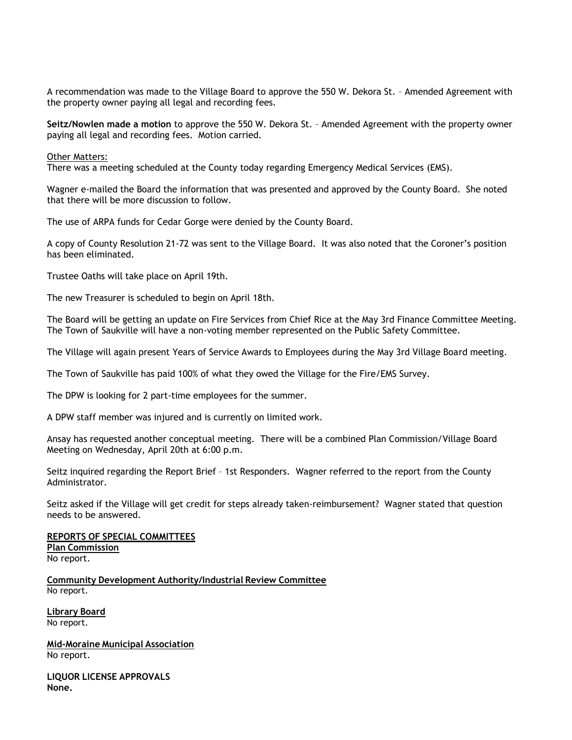A recommendation was made to the Village Board to approve the 550 W. Dekora St. – Amended Agreement with the property owner paying all legal and recording fees.

**Seitz/Nowlen made a motion** to approve the 550 W. Dekora St. – Amended Agreement with the property owner paying all legal and recording fees. Motion carried.

Other Matters:
There was a meeting scheduled at the County today regarding Emergency Medical Services (EMS).

Wagner e-mailed the Board the information that was presented and approved by the County Board. She noted that there will be more discussion to follow.

The use of ARPA funds for Cedar Gorge were denied by the County Board.

A copy of County Resolution 21-72 was sent to the Village Board. It was also noted that the Coroner's position has been eliminated.

Trustee Oaths will take place on April 19th.

The new Treasurer is scheduled to begin on April 18th.

The Board will be getting an update on Fire Services from Chief Rice at the May 3rd Finance Committee Meeting. The Town of Saukville will have a non-voting member represented on the Public Safety Committee.

The Village will again present Years of Service Awards to Employees during the May 3rd Village Board meeting.

The Town of Saukville has paid 100% of what they owed the Village for the Fire/EMS Survey.

The DPW is looking for 2 part-time employees for the summer.

A DPW staff member was injured and is currently on limited work.

Ansay has requested another conceptual meeting. There will be a combined Plan Commission/Village Board Meeting on Wednesday, April 20th at 6:00 p.m.

Seitz inquired regarding the Report Brief – 1st Responders. Wagner referred to the report from the County Administrator.

Seitz asked if the Village will get credit for steps already taken-reimbursement? Wagner stated that question needs to be answered.

**REPORTS OF SPECIAL COMMITTEES**

**Plan Commission**
No report.

**Community Development Authority/Industrial Review Committee**
No report.

**Library Board**
No report.

**Mid-Moraine Municipal Association**
No report.

**LIQUOR LICENSE APPROVALS**
**None.**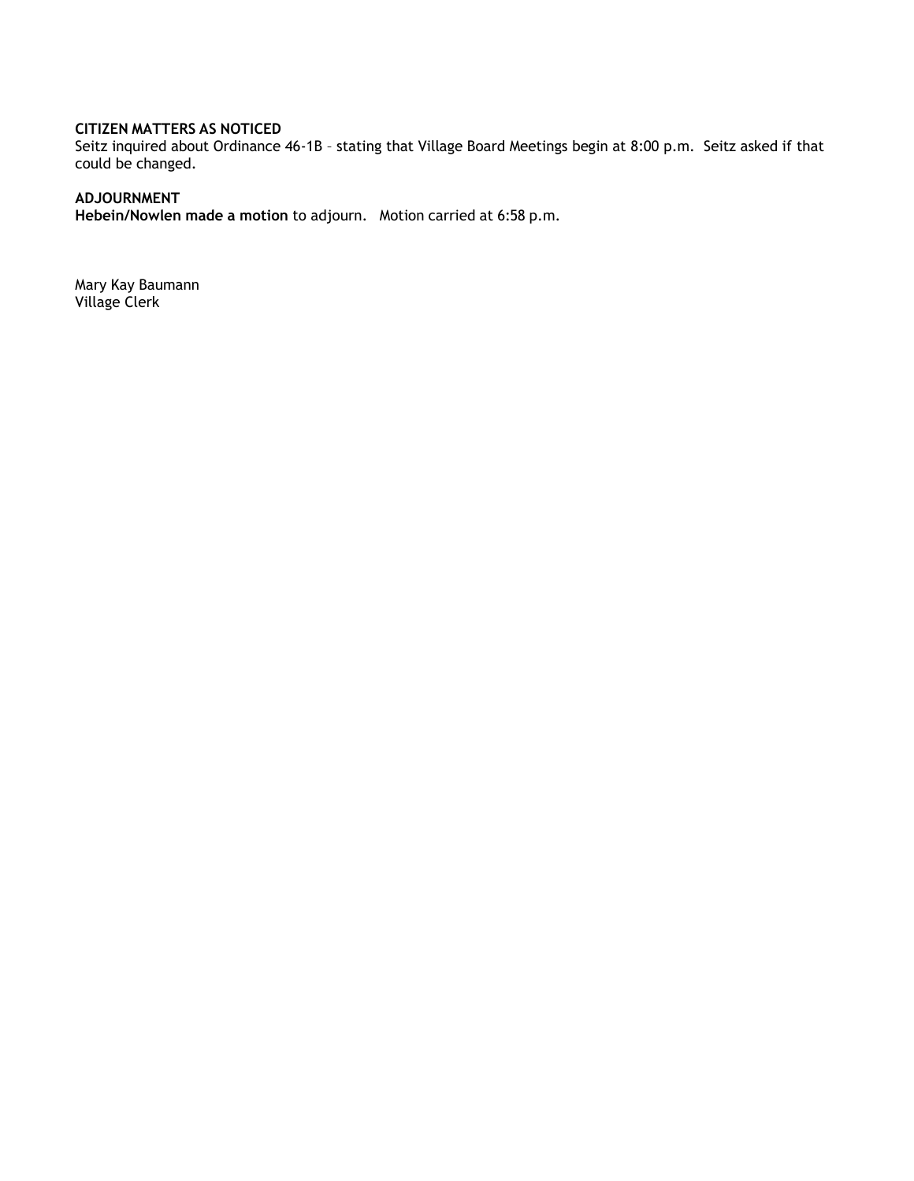**CITIZEN MATTERS AS NOTICED**
Seitz inquired about Ordinance 46-1B – stating that Village Board Meetings begin at 8:00 p.m. Seitz asked if that could be changed.

**ADJOURNMENT**
**Hebein/Nowlen made a motion** to adjourn. Motion carried at 6:58 p.m.

Mary Kay Baumann
Village Clerk